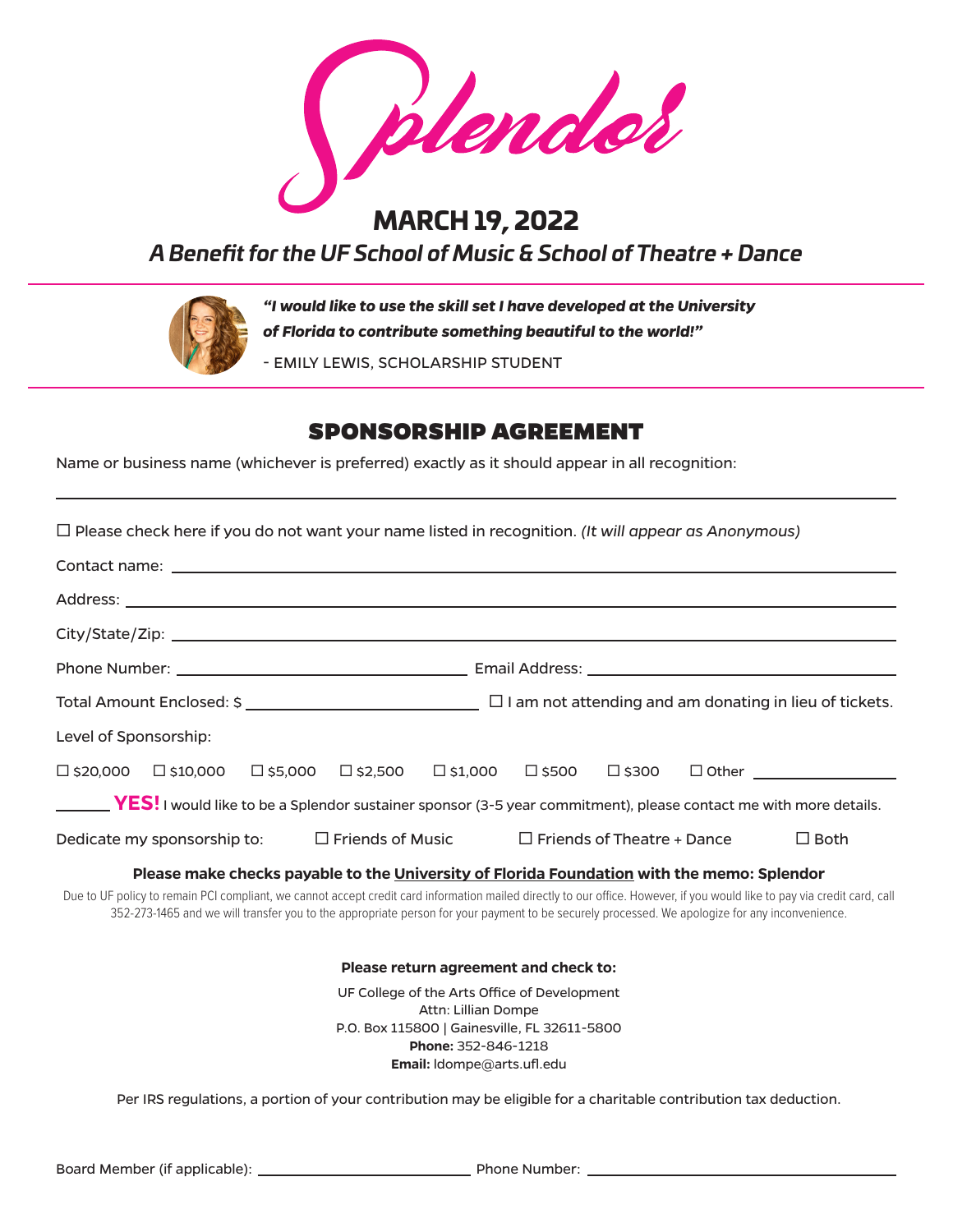# Splendor

## MARCH 19, 2022

### *A Benefit for the UF School of Music & School of Theatre + Dance*

***"I would like to use the skill set I have developed at the University of Florida to contribute something beautiful to the world!"***

- EMILY LEWIS, SCHOLARSHIP STUDENT

## SPONSORSHIP AGREEMENT

Name or business name (whichever is preferred) exactly as it should appear in all recognition:

______________________________________________________________________

☐ Please check here if you do not want your name listed in recognition. *(It will appear as Anonymous)*

Contact name: ______________________________________________________________________

Address: ______________________________________________________________________

City/State/Zip: ______________________________________________________________________

Phone Number: ______________________________ Email Address: ______________________________

Total Amount Enclosed: $ ______________________ ☐ I am not attending and am donating in lieu of tickets.

Level of Sponsorship:

☐ $20,000 ☐ $10,000 ☐ $5,000 ☐ $2,500 ☐ $1,000 ☐ $500 ☐ $300 ☐ Other ______________

______ **YES!** I would like to be a Splendor sustainer sponsor (3-5 year commitment), please contact me with more details.

Dedicate my sponsorship to: ☐ Friends of Music ☐ Friends of Theatre + Dance ☐ Both

**Please make checks payable to the University of Florida Foundation with the memo: Splendor**

Due to UF policy to remain PCI compliant, we cannot accept credit card information mailed directly to our office. However, if you would like to pay via credit card, call 352-273-1465 and we will transfer you to the appropriate person for your payment to be securely processed. We apologize for any inconvenience.

**Please return agreement and check to:**

UF College of the Arts Office of Development
Attn: Lillian Dompe
P.O. Box 115800 | Gainesville, FL 32611-5800
**Phone:** 352-846-1218
**Email:** ldompe@arts.ufl.edu

Per IRS regulations, a portion of your contribution may be eligible for a charitable contribution tax deduction.

Board Member (if applicable): ______________________ Phone Number: ______________________________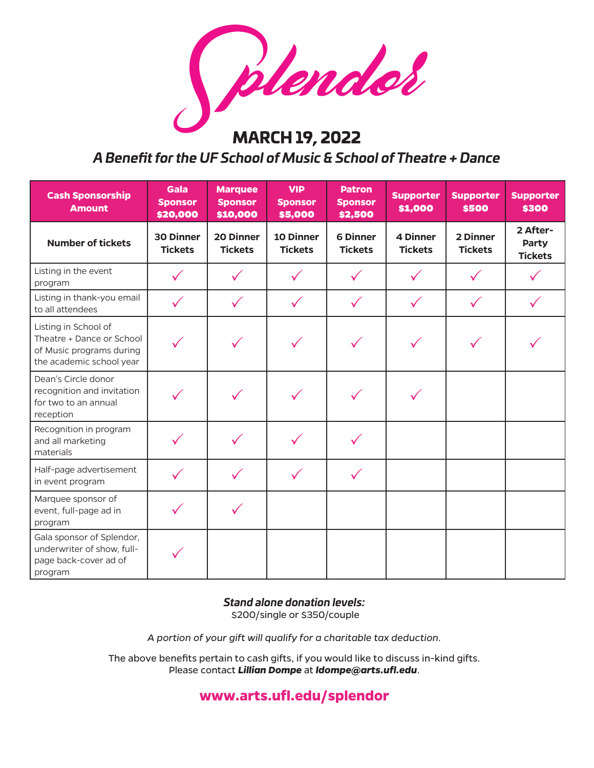# Splendor

## MARCH 19, 2022

### *A Benefit for the UF School of Music & School of Theatre + Dance*

| Cash Sponsorship Amount | Gala Sponsor $20,000 | Marquee Sponsor $10,000 | VIP Sponsor $5,000 | Patron Sponsor $2,500 | Supporter $1,000 | Supporter $500 | Supporter $300 |
|---|---|---|---|---|---|---|---|
| **Number of tickets** | **30 Dinner Tickets** | **20 Dinner Tickets** | **10 Dinner Tickets** | **6 Dinner Tickets** | **4 Dinner Tickets** | **2 Dinner Tickets** | **2 After-Party Tickets** |
| Listing in the event program | ✓ | ✓ | ✓ | ✓ | ✓ | ✓ | ✓ |
| Listing in thank-you email to all attendees | ✓ | ✓ | ✓ | ✓ | ✓ | ✓ | ✓ |
| Listing in School of Theatre + Dance or School of Music programs during the academic school year | ✓ | ✓ | ✓ | ✓ | ✓ | ✓ | ✓ |
| Dean's Circle donor recognition and invitation for two to an annual reception | ✓ | ✓ | ✓ | ✓ | ✓ | | |
| Recognition in program and all marketing materials | ✓ | ✓ | ✓ | ✓ | | | |
| Half-page advertisement in event program | ✓ | ✓ | ✓ | ✓ | | | |
| Marquee sponsor of event, full-page ad in program | ✓ | ✓ | | | | | |
| Gala sponsor of Splendor, underwriter of show, full-page back-cover ad of program | ✓ | | | | | | |

***Stand alone donation levels:***
$200/single or $350/couple

*A portion of your gift will qualify for a charitable tax deduction.*

The above benefits pertain to cash gifts, if you would like to discuss in-kind gifts. Please contact ***Lillian Dompe*** at ***ldompe@arts.ufl.edu***.

**www.arts.ufl.edu/splendor**